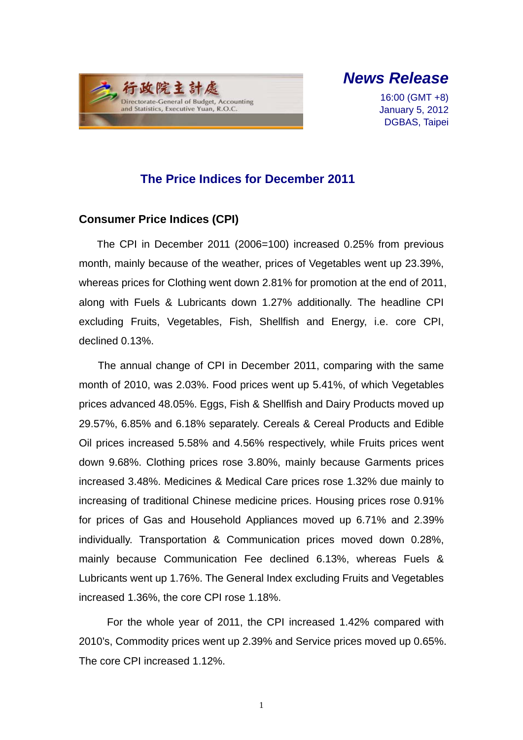行政院主計處

Directorate-General of Budget, Accounting and Statistics, Executive Yuan, R.O.C.

***News Release***

16:00 (GMT +8)
January 5, 2012
DGBAS, Taipei

# The Price Indices for December 2011

## Consumer Price Indices (CPI)

The CPI in December 2011 (2006=100) increased 0.25% from previous month, mainly because of the weather, prices of Vegetables went up 23.39%, whereas prices for Clothing went down 2.81% for promotion at the end of 2011, along with Fuels & Lubricants down 1.27% additionally. The headline CPI excluding Fruits, Vegetables, Fish, Shellfish and Energy, i.e. core CPI, declined 0.13%.

The annual change of CPI in December 2011, comparing with the same month of 2010, was 2.03%. Food prices went up 5.41%, of which Vegetables prices advanced 48.05%. Eggs, Fish & Shellfish and Dairy Products moved up 29.57%, 6.85% and 6.18% separately. Cereals & Cereal Products and Edible Oil prices increased 5.58% and 4.56% respectively, while Fruits prices went down 9.68%. Clothing prices rose 3.80%, mainly because Garments prices increased 3.48%. Medicines & Medical Care prices rose 1.32% due mainly to increasing of traditional Chinese medicine prices. Housing prices rose 0.91% for prices of Gas and Household Appliances moved up 6.71% and 2.39% individually. Transportation & Communication prices moved down 0.28%, mainly because Communication Fee declined 6.13%, whereas Fuels & Lubricants went up 1.76%. The General Index excluding Fruits and Vegetables increased 1.36%, the core CPI rose 1.18%.

For the whole year of 2011, the CPI increased 1.42% compared with 2010's, Commodity prices went up 2.39% and Service prices moved up 0.65%. The core CPI increased 1.12%.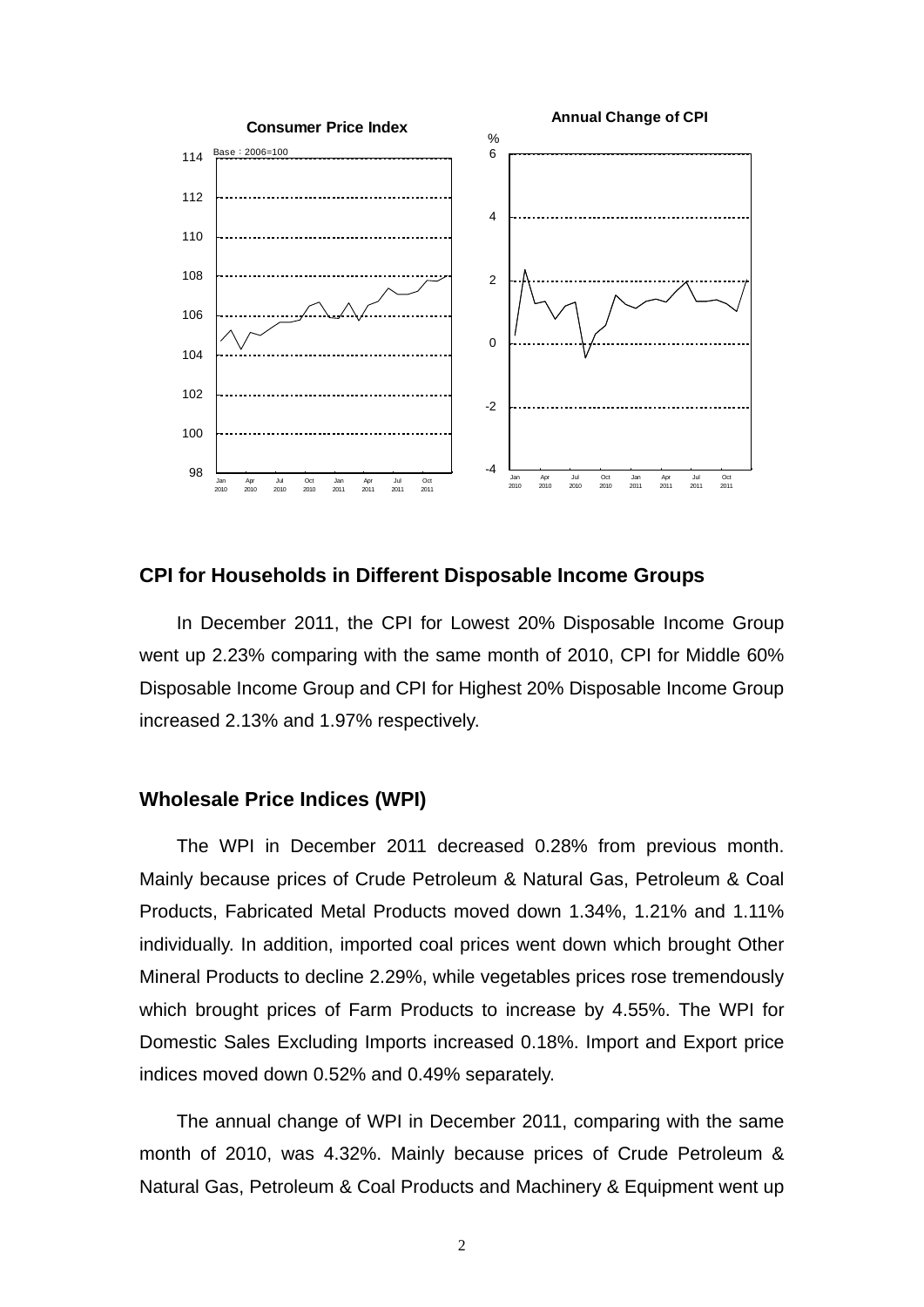Consumer Price Index

Base：2006=100

114
112
110
108
106
104
102
100
98

Jan 2010 Apr 2010 Jul 2010 Oct 2010 Jan 2011 Apr 2011 Jul 2011 Oct 2011

Annual Change of CPI

%

6
4
2
0
-2
-4

Jan 2010 Apr 2010 Jul 2010 Oct 2010 Jan 2011 Apr 2011 Jul 2011 Oct 2011

## CPI for Households in Different Disposable Income Groups

In December 2011, the CPI for Lowest 20% Disposable Income Group went up 2.23% comparing with the same month of 2010, CPI for Middle 60% Disposable Income Group and CPI for Highest 20% Disposable Income Group increased 2.13% and 1.97% respectively.

## Wholesale Price Indices (WPI)

The WPI in December 2011 decreased 0.28% from previous month. Mainly because prices of Crude Petroleum & Natural Gas, Petroleum & Coal Products, Fabricated Metal Products moved down 1.34%, 1.21% and 1.11% individually. In addition, imported coal prices went down which brought Other Mineral Products to decline 2.29%, while vegetables prices rose tremendously which brought prices of Farm Products to increase by 4.55%. The WPI for Domestic Sales Excluding Imports increased 0.18%. Import and Export price indices moved down 0.52% and 0.49% separately.

The annual change of WPI in December 2011, comparing with the same month of 2010, was 4.32%. Mainly because prices of Crude Petroleum & Natural Gas, Petroleum & Coal Products and Machinery & Equipment went up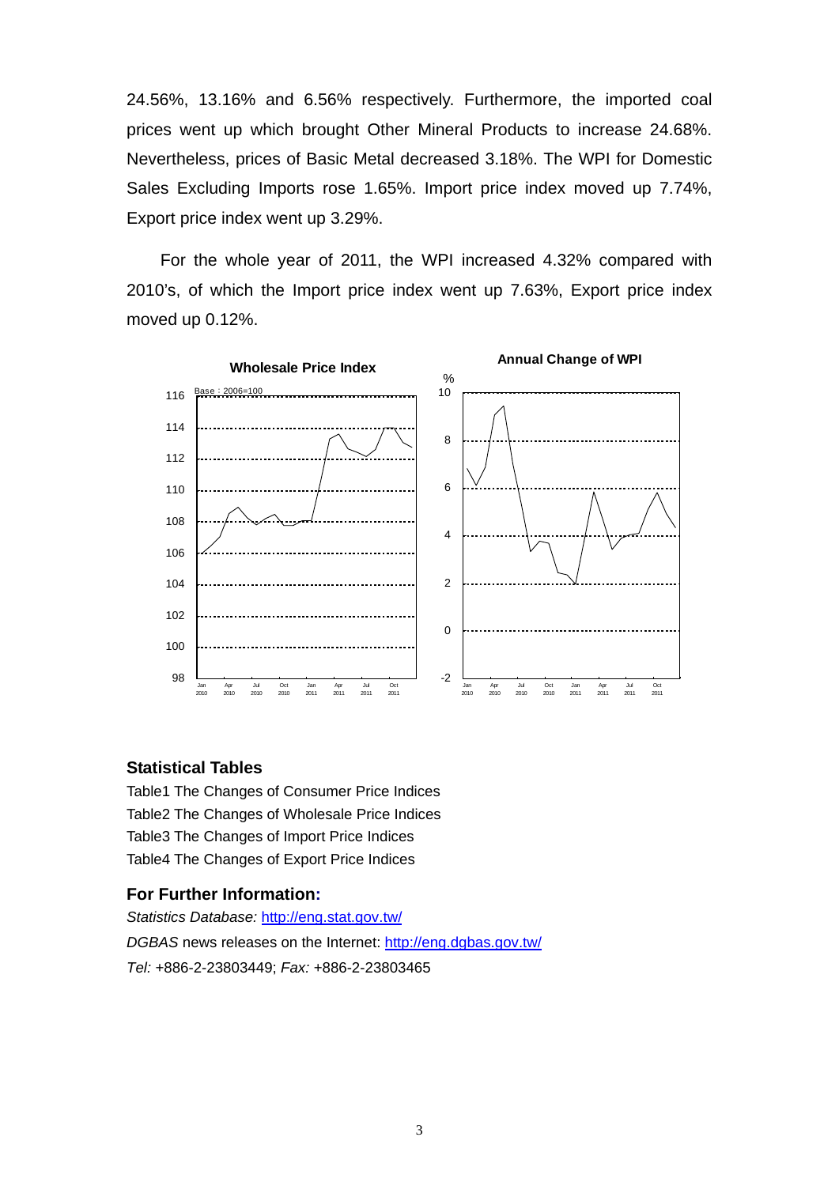24.56%, 13.16% and 6.56% respectively. Furthermore, the imported coal prices went up which brought Other Mineral Products to increase 24.68%. Nevertheless, prices of Basic Metal decreased 3.18%. The WPI for Domestic Sales Excluding Imports rose 1.65%. Import price index moved up 7.74%, Export price index went up 3.29%.

For the whole year of 2011, the WPI increased 4.32% compared with 2010's, of which the Import price index went up 7.63%, Export price index moved up 0.12%.

**Wholesale Price Index**

Base : 2006=100

116
114
112
110
108
106
104
102
100
98

Jan 2010, Apr 2010, Jul 2010, Oct 2010, Jan 2011, Apr 2011, Jul 2011, Oct 2011

**Annual Change of WPI**

%

10
8
6
4
2
0
-2

Jan 2010, Apr 2010, Jul 2010, Oct 2010, Jan 2011, Apr 2011, Jul 2011, Oct 2011

### Statistical Tables

Table1 The Changes of Consumer Price Indices
Table2 The Changes of Wholesale Price Indices
Table3 The Changes of Import Price Indices
Table4 The Changes of Export Price Indices

### For Further Information:

*Statistics Database:* http://eng.stat.gov.tw/
*DGBAS* news releases on the Internet: http://eng.dgbas.gov.tw/
*Tel:* +886-2-23803449; *Fax:* +886-2-23803465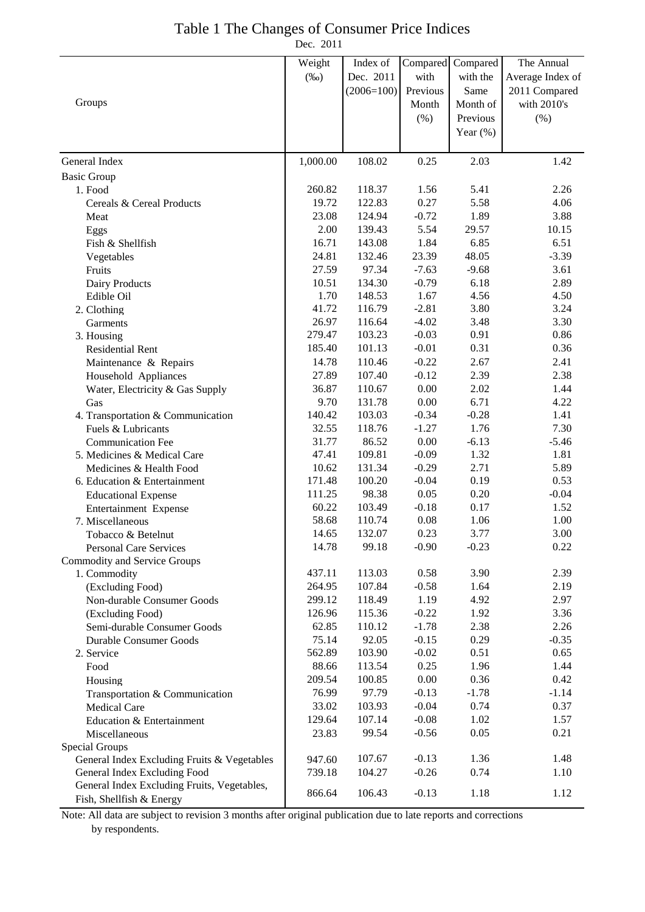# Table 1 The Changes of Consumer Price Indices

Dec. 2011

| Groups | Weight (‰) | Index of Dec. 2011 (2006=100) | Compared with Previous Month (%) | Compared with the Same Month of Previous Year (%) | The Annual Average Index of 2011 Compared with 2010's (%) |
|---|---|---|---|---|---|
| General Index | 1,000.00 | 108.02 | 0.25 | 2.03 | 1.42 |
| Basic Group | | | | | |
| 1. Food | 260.82 | 118.37 | 1.56 | 5.41 | 2.26 |
| Cereals & Cereal Products | 19.72 | 122.83 | 0.27 | 5.58 | 4.06 |
| Meat | 23.08 | 124.94 | -0.72 | 1.89 | 3.88 |
| Eggs | 2.00 | 139.43 | 5.54 | 29.57 | 10.15 |
| Fish & Shellfish | 16.71 | 143.08 | 1.84 | 6.85 | 6.51 |
| Vegetables | 24.81 | 132.46 | 23.39 | 48.05 | -3.39 |
| Fruits | 27.59 | 97.34 | -7.63 | -9.68 | 3.61 |
| Dairy Products | 10.51 | 134.30 | -0.79 | 6.18 | 2.89 |
| Edible Oil | 1.70 | 148.53 | 1.67 | 4.56 | 4.50 |
| 2. Clothing | 41.72 | 116.79 | -2.81 | 3.80 | 3.24 |
| Garments | 26.97 | 116.64 | -4.02 | 3.48 | 3.30 |
| 3. Housing | 279.47 | 103.23 | -0.03 | 0.91 | 0.86 |
| Residential Rent | 185.40 | 101.13 | -0.01 | 0.31 | 0.36 |
| Maintenance & Repairs | 14.78 | 110.46 | -0.22 | 2.67 | 2.41 |
| Household Appliances | 27.89 | 107.40 | -0.12 | 2.39 | 2.38 |
| Water, Electricity & Gas Supply | 36.87 | 110.67 | 0.00 | 2.02 | 1.44 |
| Gas | 9.70 | 131.78 | 0.00 | 6.71 | 4.22 |
| 4. Transportation & Communication | 140.42 | 103.03 | -0.34 | -0.28 | 1.41 |
| Fuels & Lubricants | 32.55 | 118.76 | -1.27 | 1.76 | 7.30 |
| Communication Fee | 31.77 | 86.52 | 0.00 | -6.13 | -5.46 |
| 5. Medicines & Medical Care | 47.41 | 109.81 | -0.09 | 1.32 | 1.81 |
| Medicines & Health Food | 10.62 | 131.34 | -0.29 | 2.71 | 5.89 |
| 6. Education & Entertainment | 171.48 | 100.20 | -0.04 | 0.19 | 0.53 |
| Educational Expense | 111.25 | 98.38 | 0.05 | 0.20 | -0.04 |
| Entertainment Expense | 60.22 | 103.49 | -0.18 | 0.17 | 1.52 |
| 7. Miscellaneous | 58.68 | 110.74 | 0.08 | 1.06 | 1.00 |
| Tobacco & Betelnut | 14.65 | 132.07 | 0.23 | 3.77 | 3.00 |
| Personal Care Services | 14.78 | 99.18 | -0.90 | -0.23 | 0.22 |
| Commodity and Service Groups | | | | | |
| 1. Commodity | 437.11 | 113.03 | 0.58 | 3.90 | 2.39 |
| (Excluding Food) | 264.95 | 107.84 | -0.58 | 1.64 | 2.19 |
| Non-durable Consumer Goods | 299.12 | 118.49 | 1.19 | 4.92 | 2.97 |
| (Excluding Food) | 126.96 | 115.36 | -0.22 | 1.92 | 3.36 |
| Semi-durable Consumer Goods | 62.85 | 110.12 | -1.78 | 2.38 | 2.26 |
| Durable Consumer Goods | 75.14 | 92.05 | -0.15 | 0.29 | -0.35 |
| 2. Service | 562.89 | 103.90 | -0.02 | 0.51 | 0.65 |
| Food | 88.66 | 113.54 | 0.25 | 1.96 | 1.44 |
| Housing | 209.54 | 100.85 | 0.00 | 0.36 | 0.42 |
| Transportation & Communication | 76.99 | 97.79 | -0.13 | -1.78 | -1.14 |
| Medical Care | 33.02 | 103.93 | -0.04 | 0.74 | 0.37 |
| Education & Entertainment | 129.64 | 107.14 | -0.08 | 1.02 | 1.57 |
| Miscellaneous | 23.83 | 99.54 | -0.56 | 0.05 | 0.21 |
| Special Groups | | | | | |
| General Index Excluding Fruits & Vegetables | 947.60 | 107.67 | -0.13 | 1.36 | 1.48 |
| General Index Excluding Food | 739.18 | 104.27 | -0.26 | 0.74 | 1.10 |
| General Index Excluding Fruits, Vegetables, Fish, Shellfish & Energy | 866.64 | 106.43 | -0.13 | 1.18 | 1.12 |

Note: All data are subject to revision 3 months after original publication due to late reports and corrections by respondents.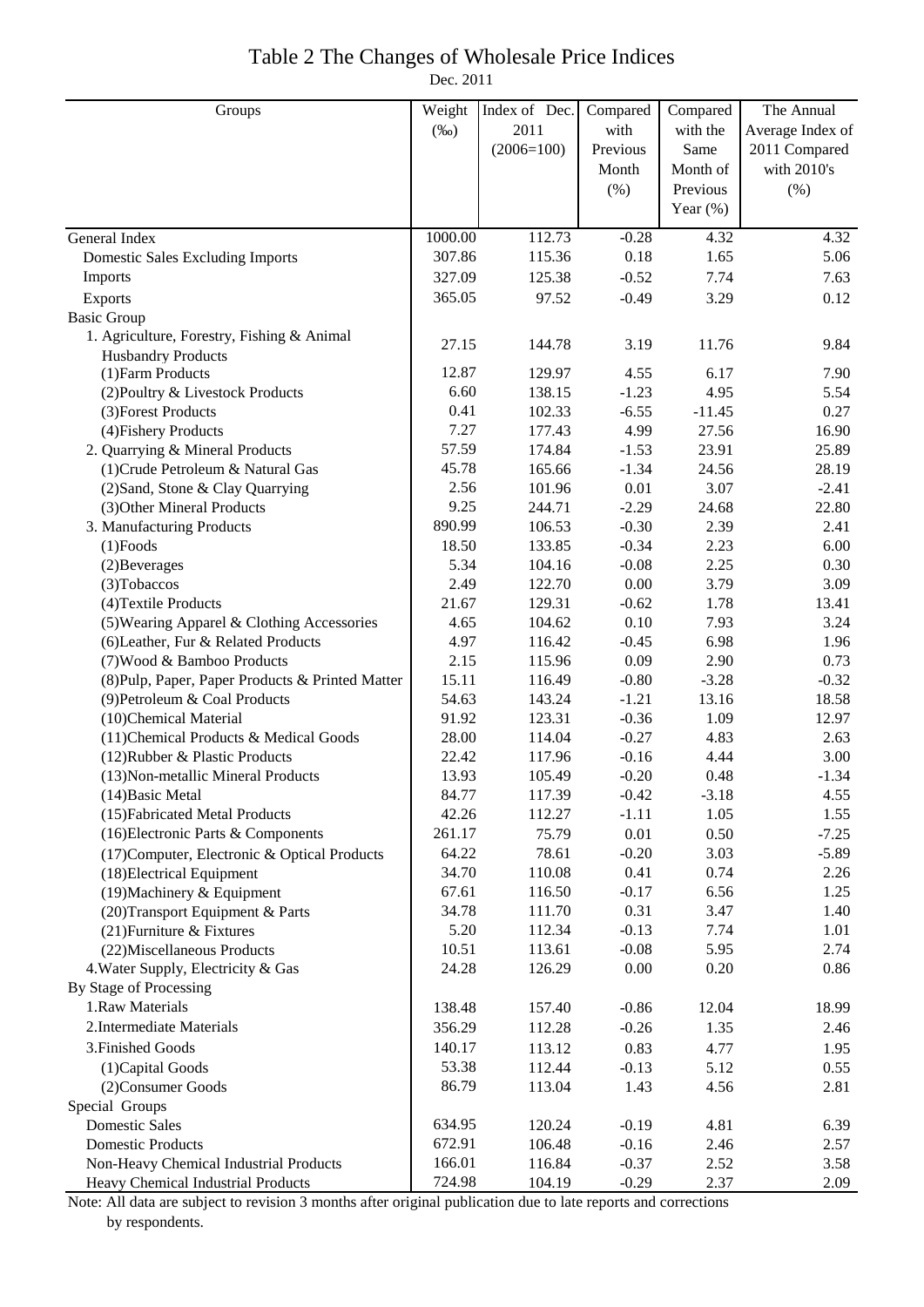# Table 2 The Changes of Wholesale Price Indices

Dec. 2011

| Groups | Weight (‰) | Index of Dec. 2011 (2006=100) | Compared with Previous Month (%) | Compared with the Same Month of Previous Year (%) | The Annual Average Index of 2011 Compared with 2010's (%) |
|---|---|---|---|---|---|
| General Index | 1000.00 | 112.73 | -0.28 | 4.32 | 4.32 |
| Domestic Sales Excluding Imports | 307.86 | 115.36 | 0.18 | 1.65 | 5.06 |
| Imports | 327.09 | 125.38 | -0.52 | 7.74 | 7.63 |
| Exports | 365.05 | 97.52 | -0.49 | 3.29 | 0.12 |
| Basic Group | | | | | |
| 1. Agriculture, Forestry, Fishing & Animal Husbandry Products | 27.15 | 144.78 | 3.19 | 11.76 | 9.84 |
| (1)Farm Products | 12.87 | 129.97 | 4.55 | 6.17 | 7.90 |
| (2)Poultry & Livestock Products | 6.60 | 138.15 | -1.23 | 4.95 | 5.54 |
| (3)Forest Products | 0.41 | 102.33 | -6.55 | -11.45 | 0.27 |
| (4)Fishery Products | 7.27 | 177.43 | 4.99 | 27.56 | 16.90 |
| 2. Quarrying & Mineral Products | 57.59 | 174.84 | -1.53 | 23.91 | 25.89 |
| (1)Crude Petroleum & Natural Gas | 45.78 | 165.66 | -1.34 | 24.56 | 28.19 |
| (2)Sand, Stone & Clay Quarrying | 2.56 | 101.96 | 0.01 | 3.07 | -2.41 |
| (3)Other Mineral Products | 9.25 | 244.71 | -2.29 | 24.68 | 22.80 |
| 3. Manufacturing Products | 890.99 | 106.53 | -0.30 | 2.39 | 2.41 |
| (1)Foods | 18.50 | 133.85 | -0.34 | 2.23 | 6.00 |
| (2)Beverages | 5.34 | 104.16 | -0.08 | 2.25 | 0.30 |
| (3)Tobaccos | 2.49 | 122.70 | 0.00 | 3.79 | 3.09 |
| (4)Textile Products | 21.67 | 129.31 | -0.62 | 1.78 | 13.41 |
| (5)Wearing Apparel & Clothing Accessories | 4.65 | 104.62 | 0.10 | 7.93 | 3.24 |
| (6)Leather, Fur & Related Products | 4.97 | 116.42 | -0.45 | 6.98 | 1.96 |
| (7)Wood & Bamboo Products | 2.15 | 115.96 | 0.09 | 2.90 | 0.73 |
| (8)Pulp, Paper, Paper Products & Printed Matter | 15.11 | 116.49 | -0.80 | -3.28 | -0.32 |
| (9)Petroleum & Coal Products | 54.63 | 143.24 | -1.21 | 13.16 | 18.58 |
| (10)Chemical Material | 91.92 | 123.31 | -0.36 | 1.09 | 12.97 |
| (11)Chemical Products & Medical Goods | 28.00 | 114.04 | -0.27 | 4.83 | 2.63 |
| (12)Rubber & Plastic Products | 22.42 | 117.96 | -0.16 | 4.44 | 3.00 |
| (13)Non-metallic Mineral Products | 13.93 | 105.49 | -0.20 | 0.48 | -1.34 |
| (14)Basic Metal | 84.77 | 117.39 | -0.42 | -3.18 | 4.55 |
| (15)Fabricated Metal Products | 42.26 | 112.27 | -1.11 | 1.05 | 1.55 |
| (16)Electronic Parts & Components | 261.17 | 75.79 | 0.01 | 0.50 | -7.25 |
| (17)Computer, Electronic & Optical Products | 64.22 | 78.61 | -0.20 | 3.03 | -5.89 |
| (18)Electrical Equipment | 34.70 | 110.08 | 0.41 | 0.74 | 2.26 |
| (19)Machinery & Equipment | 67.61 | 116.50 | -0.17 | 6.56 | 1.25 |
| (20)Transport Equipment & Parts | 34.78 | 111.70 | 0.31 | 3.47 | 1.40 |
| (21)Furniture & Fixtures | 5.20 | 112.34 | -0.13 | 7.74 | 1.01 |
| (22)Miscellaneous Products | 10.51 | 113.61 | -0.08 | 5.95 | 2.74 |
| 4.Water Supply, Electricity & Gas | 24.28 | 126.29 | 0.00 | 0.20 | 0.86 |
| By Stage of Processing | | | | | |
| 1.Raw Materials | 138.48 | 157.40 | -0.86 | 12.04 | 18.99 |
| 2.Intermediate Materials | 356.29 | 112.28 | -0.26 | 1.35 | 2.46 |
| 3.Finished Goods | 140.17 | 113.12 | 0.83 | 4.77 | 1.95 |
| (1)Capital Goods | 53.38 | 112.44 | -0.13 | 5.12 | 0.55 |
| (2)Consumer Goods | 86.79 | 113.04 | 1.43 | 4.56 | 2.81 |
| Special Groups | | | | | |
| Domestic Sales | 634.95 | 120.24 | -0.19 | 4.81 | 6.39 |
| Domestic Products | 672.91 | 106.48 | -0.16 | 2.46 | 2.57 |
| Non-Heavy Chemical Industrial Products | 166.01 | 116.84 | -0.37 | 2.52 | 3.58 |
| Heavy Chemical Industrial Products | 724.98 | 104.19 | -0.29 | 2.37 | 2.09 |

Note: All data are subject to revision 3 months after original publication due to late reports and corrections by respondents.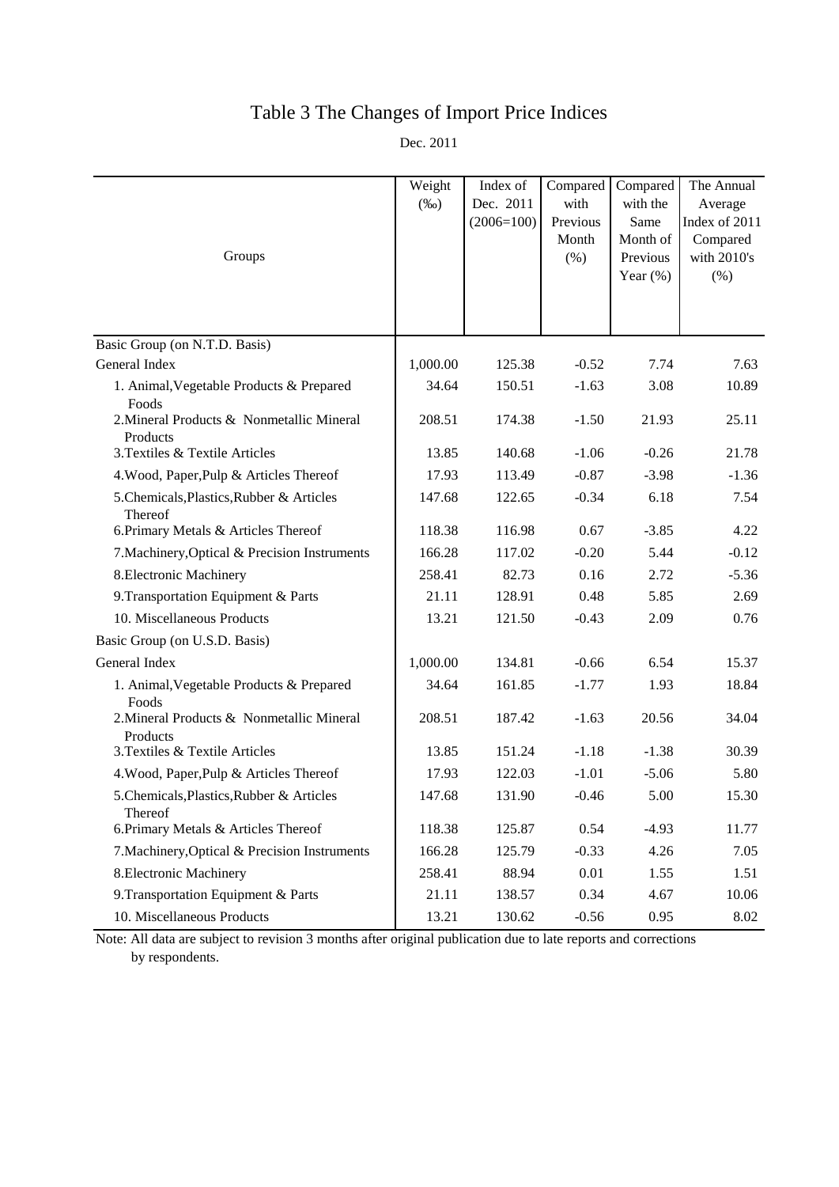# Table 3 The Changes of Import Price Indices

Dec. 2011

| Groups | Weight (‰) | Index of Dec. 2011 (2006=100) | Compared with Previous Month (%) | Compared with the Same Month of Previous Year (%) | The Annual Average Index of 2011 Compared with 2010's (%) |
|---|---|---|---|---|---|
| Basic Group (on N.T.D. Basis) | | | | | |
| General Index | 1,000.00 | 125.38 | -0.52 | 7.74 | 7.63 |
| 1. Animal,Vegetable Products & Prepared Foods | 34.64 | 150.51 | -1.63 | 3.08 | 10.89 |
| 2.Mineral Products & Nonmetallic Mineral Products | 208.51 | 174.38 | -1.50 | 21.93 | 25.11 |
| 3.Textiles & Textile Articles | 13.85 | 140.68 | -1.06 | -0.26 | 21.78 |
| 4.Wood, Paper,Pulp & Articles Thereof | 17.93 | 113.49 | -0.87 | -3.98 | -1.36 |
| 5.Chemicals,Plastics,Rubber & Articles Thereof | 147.68 | 122.65 | -0.34 | 6.18 | 7.54 |
| 6.Primary Metals & Articles Thereof | 118.38 | 116.98 | 0.67 | -3.85 | 4.22 |
| 7.Machinery,Optical & Precision Instruments | 166.28 | 117.02 | -0.20 | 5.44 | -0.12 |
| 8.Electronic Machinery | 258.41 | 82.73 | 0.16 | 2.72 | -5.36 |
| 9.Transportation Equipment & Parts | 21.11 | 128.91 | 0.48 | 5.85 | 2.69 |
| 10. Miscellaneous Products | 13.21 | 121.50 | -0.43 | 2.09 | 0.76 |
| Basic Group (on U.S.D. Basis) | | | | | |
| General Index | 1,000.00 | 134.81 | -0.66 | 6.54 | 15.37 |
| 1. Animal,Vegetable Products & Prepared Foods | 34.64 | 161.85 | -1.77 | 1.93 | 18.84 |
| 2.Mineral Products & Nonmetallic Mineral Products | 208.51 | 187.42 | -1.63 | 20.56 | 34.04 |
| 3.Textiles & Textile Articles | 13.85 | 151.24 | -1.18 | -1.38 | 30.39 |
| 4.Wood, Paper,Pulp & Articles Thereof | 17.93 | 122.03 | -1.01 | -5.06 | 5.80 |
| 5.Chemicals,Plastics,Rubber & Articles Thereof | 147.68 | 131.90 | -0.46 | 5.00 | 15.30 |
| 6.Primary Metals & Articles Thereof | 118.38 | 125.87 | 0.54 | -4.93 | 11.77 |
| 7.Machinery,Optical & Precision Instruments | 166.28 | 125.79 | -0.33 | 4.26 | 7.05 |
| 8.Electronic Machinery | 258.41 | 88.94 | 0.01 | 1.55 | 1.51 |
| 9.Transportation Equipment & Parts | 21.11 | 138.57 | 0.34 | 4.67 | 10.06 |
| 10. Miscellaneous Products | 13.21 | 130.62 | -0.56 | 0.95 | 8.02 |

Note: All data are subject to revision 3 months after original publication due to late reports and corrections by respondents.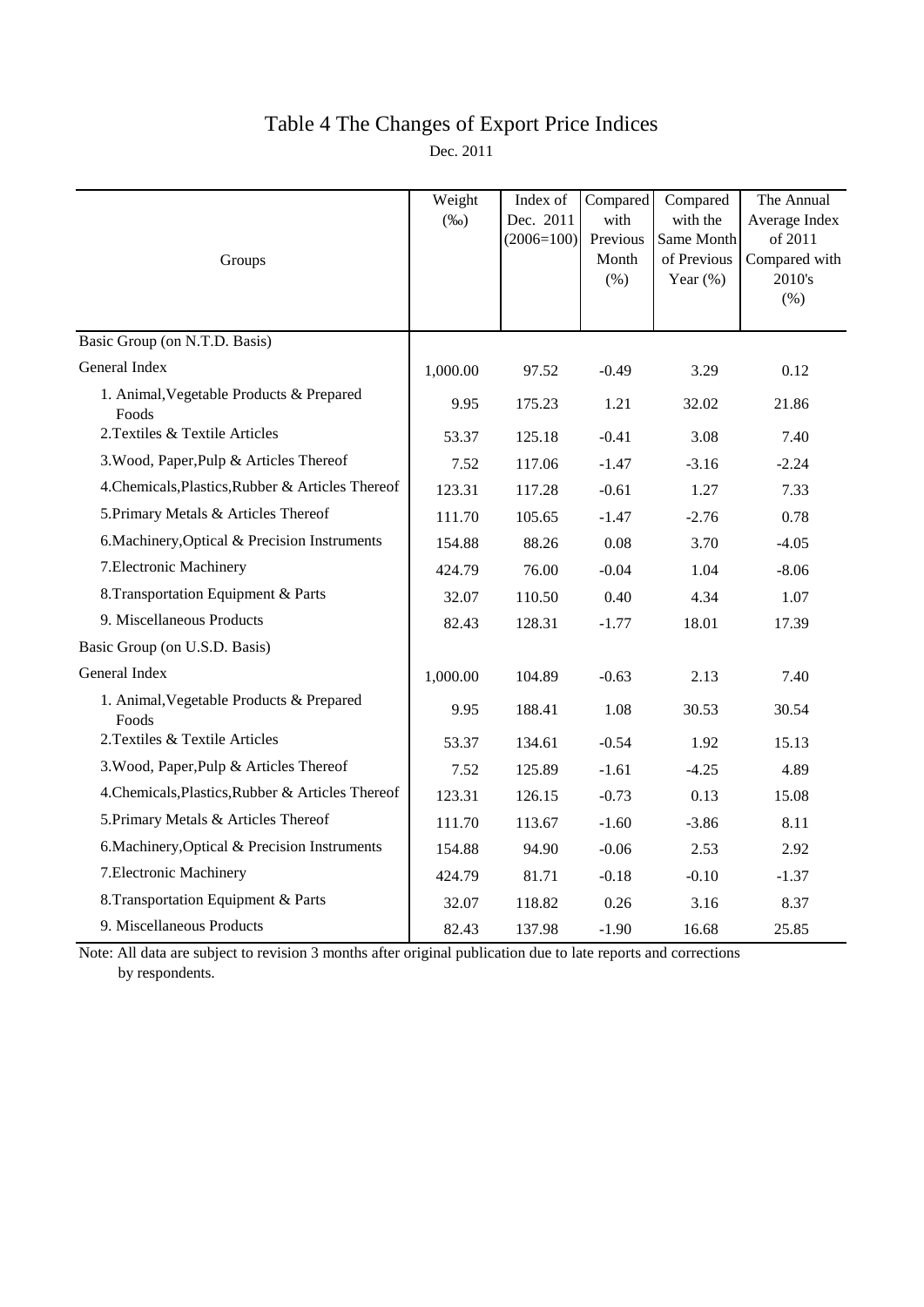# Table 4 The Changes of Export Price Indices

Dec. 2011

| Groups | Weight (‰) | Index of Dec. 2011 (2006=100) | Compared with Previous Month (%) | Compared with the Same Month of Previous Year (%) | The Annual Average Index of 2011 Compared with 2010's (%) |
|---|---|---|---|---|---|
| Basic Group (on N.T.D. Basis) | | | | | |
| General Index | 1,000.00 | 97.52 | -0.49 | 3.29 | 0.12 |
| 1. Animal,Vegetable Products & Prepared Foods | 9.95 | 175.23 | 1.21 | 32.02 | 21.86 |
| 2.Textiles & Textile Articles | 53.37 | 125.18 | -0.41 | 3.08 | 7.40 |
| 3.Wood, Paper,Pulp & Articles Thereof | 7.52 | 117.06 | -1.47 | -3.16 | -2.24 |
| 4.Chemicals,Plastics,Rubber & Articles Thereof | 123.31 | 117.28 | -0.61 | 1.27 | 7.33 |
| 5.Primary Metals & Articles Thereof | 111.70 | 105.65 | -1.47 | -2.76 | 0.78 |
| 6.Machinery,Optical & Precision Instruments | 154.88 | 88.26 | 0.08 | 3.70 | -4.05 |
| 7.Electronic Machinery | 424.79 | 76.00 | -0.04 | 1.04 | -8.06 |
| 8.Transportation Equipment & Parts | 32.07 | 110.50 | 0.40 | 4.34 | 1.07 |
| 9. Miscellaneous Products | 82.43 | 128.31 | -1.77 | 18.01 | 17.39 |
| Basic Group (on U.S.D. Basis) | | | | | |
| General Index | 1,000.00 | 104.89 | -0.63 | 2.13 | 7.40 |
| 1. Animal,Vegetable Products & Prepared Foods | 9.95 | 188.41 | 1.08 | 30.53 | 30.54 |
| 2.Textiles & Textile Articles | 53.37 | 134.61 | -0.54 | 1.92 | 15.13 |
| 3.Wood, Paper,Pulp & Articles Thereof | 7.52 | 125.89 | -1.61 | -4.25 | 4.89 |
| 4.Chemicals,Plastics,Rubber & Articles Thereof | 123.31 | 126.15 | -0.73 | 0.13 | 15.08 |
| 5.Primary Metals & Articles Thereof | 111.70 | 113.67 | -1.60 | -3.86 | 8.11 |
| 6.Machinery,Optical & Precision Instruments | 154.88 | 94.90 | -0.06 | 2.53 | 2.92 |
| 7.Electronic Machinery | 424.79 | 81.71 | -0.18 | -0.10 | -1.37 |
| 8.Transportation Equipment & Parts | 32.07 | 118.82 | 0.26 | 3.16 | 8.37 |
| 9. Miscellaneous Products | 82.43 | 137.98 | -1.90 | 16.68 | 25.85 |

Note: All data are subject to revision 3 months after original publication due to late reports and corrections by respondents.